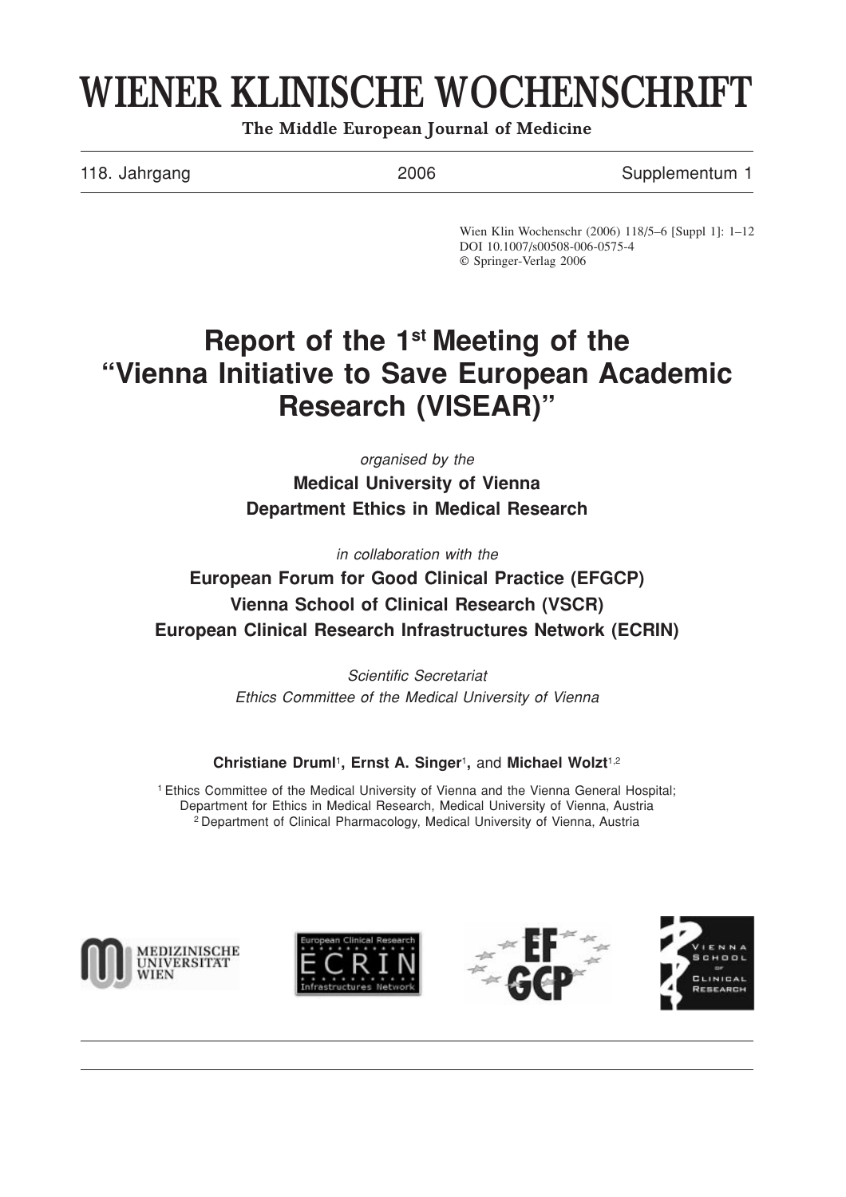# WIENER KLINISCHE WOCHENSCHRIFT

The Middle European Journal of Medicine

118. Jahrgang 2006 Supplementum 1

Wien Klin Wochenschr (2006) 118/5–6 [Suppl 1]: 1–12
DOI 10.1007/s00508-006-0575-4
© Springer-Verlag 2006

# Report of the 1st Meeting of the "Vienna Initiative to Save European Academic Research (VISEAR)"

*organised by the*

**Medical University of Vienna**
**Department Ethics in Medical Research**

*in collaboration with the*

**European Forum for Good Clinical Practice (EFGCP)**
**Vienna School of Clinical Research (VSCR)**
**European Clinical Research Infrastructures Network (ECRIN)**

*Scientific Secretariat*
*Ethics Committee of the Medical University of Vienna*

**Christiane Druml**[1], **Ernst A. Singer**[1], and **Michael Wolzt**[1,2]

[1] Ethics Committee of the Medical University of Vienna and the Vienna General Hospital; Department for Ethics in Medical Research, Medical University of Vienna, Austria
[2] Department of Clinical Pharmacology, Medical University of Vienna, Austria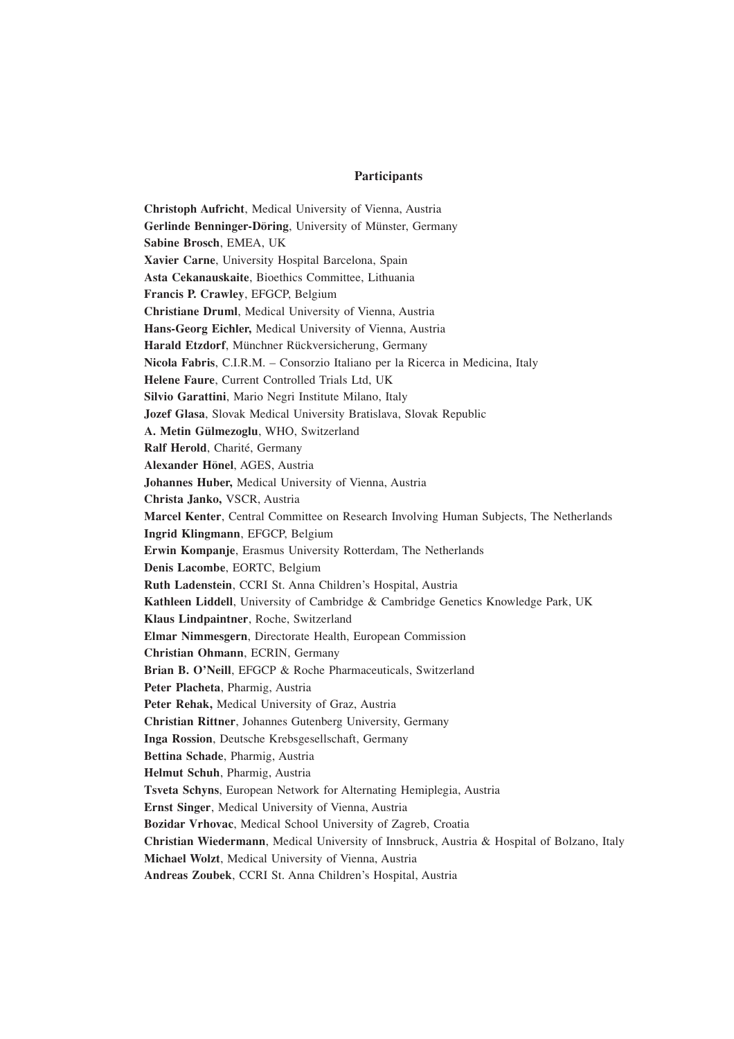## Participants

**Christoph Aufricht**, Medical University of Vienna, Austria
**Gerlinde Benninger-Döring**, University of Münster, Germany
**Sabine Brosch**, EMEA, UK
**Xavier Carne**, University Hospital Barcelona, Spain
**Asta Cekanauskaite**, Bioethics Committee, Lithuania
**Francis P. Crawley**, EFGCP, Belgium
**Christiane Druml**, Medical University of Vienna, Austria
**Hans-Georg Eichler,** Medical University of Vienna, Austria
**Harald Etzdorf**, Münchner Rückversicherung, Germany
**Nicola Fabris**, C.I.R.M. – Consorzio Italiano per la Ricerca in Medicina, Italy
**Helene Faure**, Current Controlled Trials Ltd, UK
**Silvio Garattini**, Mario Negri Institute Milano, Italy
**Jozef Glasa**, Slovak Medical University Bratislava, Slovak Republic
**A. Metin Gülmezoglu**, WHO, Switzerland
**Ralf Herold**, Charité, Germany
**Alexander Hönel**, AGES, Austria
**Johannes Huber,** Medical University of Vienna, Austria
**Christa Janko,** VSCR, Austria
**Marcel Kenter**, Central Committee on Research Involving Human Subjects, The Netherlands
**Ingrid Klingmann**, EFGCP, Belgium
**Erwin Kompanje**, Erasmus University Rotterdam, The Netherlands
**Denis Lacombe**, EORTC, Belgium
**Ruth Ladenstein**, CCRI St. Anna Children's Hospital, Austria
**Kathleen Liddell**, University of Cambridge & Cambridge Genetics Knowledge Park, UK
**Klaus Lindpaintner**, Roche, Switzerland
**Elmar Nimmesgern**, Directorate Health, European Commission
**Christian Ohmann**, ECRIN, Germany
**Brian B. O'Neill**, EFGCP & Roche Pharmaceuticals, Switzerland
**Peter Placheta**, Pharmig, Austria
**Peter Rehak,** Medical University of Graz, Austria
**Christian Rittner**, Johannes Gutenberg University, Germany
**Inga Rossion**, Deutsche Krebsgesellschaft, Germany
**Bettina Schade**, Pharmig, Austria
**Helmut Schuh**, Pharmig, Austria
**Tsveta Schyns**, European Network for Alternating Hemiplegia, Austria
**Ernst Singer**, Medical University of Vienna, Austria
**Bozidar Vrhovac**, Medical School University of Zagreb, Croatia
**Christian Wiedermann**, Medical University of Innsbruck, Austria & Hospital of Bolzano, Italy
**Michael Wolzt**, Medical University of Vienna, Austria
**Andreas Zoubek**, CCRI St. Anna Children's Hospital, Austria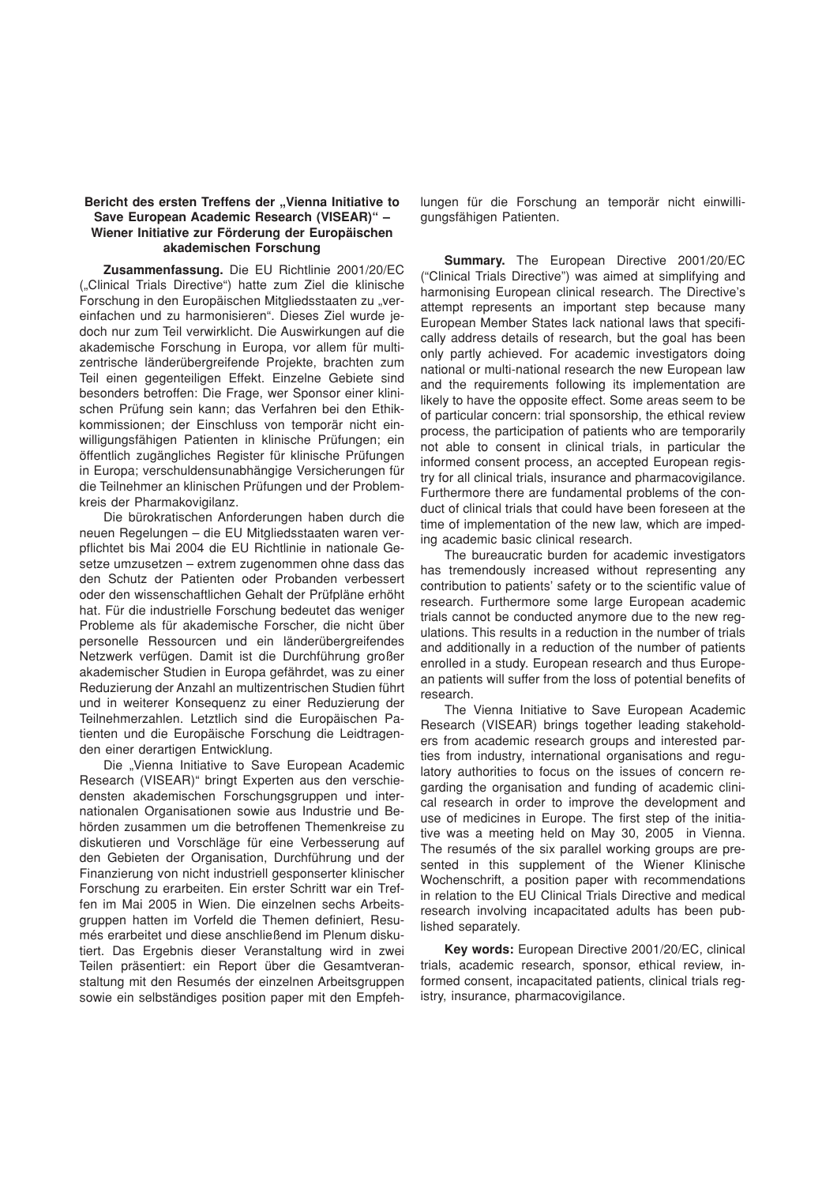**Bericht des ersten Treffens der „Vienna Initiative to Save European Academic Research (VISEAR)" – Wiener Initiative zur Förderung der Europäischen akademischen Forschung**

**Zusammenfassung.** Die EU Richtlinie 2001/20/EC („Clinical Trials Directive") hatte zum Ziel die klinische Forschung in den Europäischen Mitgliedsstaaten zu „vereinfachen und zu harmonisieren". Dieses Ziel wurde jedoch nur zum Teil verwirklicht. Die Auswirkungen auf die akademische Forschung in Europa, vor allem für multizentrische länderübergreifende Projekte, brachten zum Teil einen gegenteiligen Effekt. Einzelne Gebiete sind besonders betroffen: Die Frage, wer Sponsor einer klinischen Prüfung sein kann; das Verfahren bei den Ethikkommissionen; der Einschluss von temporär nicht einwilligungsfähigen Patienten in klinische Prüfungen; ein öffentlich zugängliches Register für klinische Prüfungen in Europa; verschuldensunabhängige Versicherungen für die Teilnehmer an klinischen Prüfungen und der Problemkreis der Pharmakovigilanz.

Die bürokratischen Anforderungen haben durch die neuen Regelungen – die EU Mitgliedsstaaten waren verpflichtet bis Mai 2004 die EU Richtlinie in nationale Gesetze umzusetzen – extrem zugenommen ohne dass das den Schutz der Patienten oder Probanden verbessert oder den wissenschaftlichen Gehalt der Prüfpläne erhöht hat. Für die industrielle Forschung bedeutet das weniger Probleme als für akademische Forscher, die nicht über personelle Ressourcen und ein länderübergreifendes Netzwerk verfügen. Damit ist die Durchführung großer akademischer Studien in Europa gefährdet, was zu einer Reduzierung der Anzahl an multizentrischen Studien führt und in weiterer Konsequenz zu einer Reduzierung der Teilnehmerzahlen. Letztlich sind die Europäischen Patienten und die Europäische Forschung die Leidtragenden einer derartigen Entwicklung.

Die „Vienna Initiative to Save European Academic Research (VISEAR)" bringt Experten aus den verschiedensten akademischen Forschungsgruppen und internationalen Organisationen sowie aus Industrie und Behörden zusammen um die betroffenen Themenkreise zu diskutieren und Vorschläge für eine Verbesserung auf den Gebieten der Organisation, Durchführung und der Finanzierung von nicht industriell gesponserter klinischer Forschung zu erarbeiten. Ein erster Schritt war ein Treffen im Mai 2005 in Wien. Die einzelnen sechs Arbeitsgruppen hatten im Vorfeld die Themen definiert, Resumés erarbeitet und diese anschließend im Plenum diskutiert. Das Ergebnis dieser Veranstaltung wird in zwei Teilen präsentiert: ein Report über die Gesamtveranstaltung mit den Resumés der einzelnen Arbeitsgruppen sowie ein selbständiges position paper mit den Empfehlungen für die Forschung an temporär nicht einwilligungsfähigen Patienten.

**Summary.** The European Directive 2001/20/EC ("Clinical Trials Directive") was aimed at simplifying and harmonising European clinical research. The Directive's attempt represents an important step because many European Member States lack national laws that specifically address details of research, but the goal has been only partly achieved. For academic investigators doing national or multi-national research the new European law and the requirements following its implementation are likely to have the opposite effect. Some areas seem to be of particular concern: trial sponsorship, the ethical review process, the participation of patients who are temporarily not able to consent in clinical trials, in particular the informed consent process, an accepted European registry for all clinical trials, insurance and pharmacovigilance. Furthermore there are fundamental problems of the conduct of clinical trials that could have been foreseen at the time of implementation of the new law, which are impeding academic basic clinical research.

The bureaucratic burden for academic investigators has tremendously increased without representing any contribution to patients' safety or to the scientific value of research. Furthermore some large European academic trials cannot be conducted anymore due to the new regulations. This results in a reduction in the number of trials and additionally in a reduction of the number of patients enrolled in a study. European research and thus European patients will suffer from the loss of potential benefits of research.

The Vienna Initiative to Save European Academic Research (VISEAR) brings together leading stakeholders from academic research groups and interested parties from industry, international organisations and regulatory authorities to focus on the issues of concern regarding the organisation and funding of academic clinical research in order to improve the development and use of medicines in Europe. The first step of the initiative was a meeting held on May 30, 2005 in Vienna. The resumés of the six parallel working groups are presented in this supplement of the Wiener Klinische Wochenschrift, a position paper with recommendations in relation to the EU Clinical Trials Directive and medical research involving incapacitated adults has been published separately.

**Key words:** European Directive 2001/20/EC, clinical trials, academic research, sponsor, ethical review, informed consent, incapacitated patients, clinical trials registry, insurance, pharmacovigilance.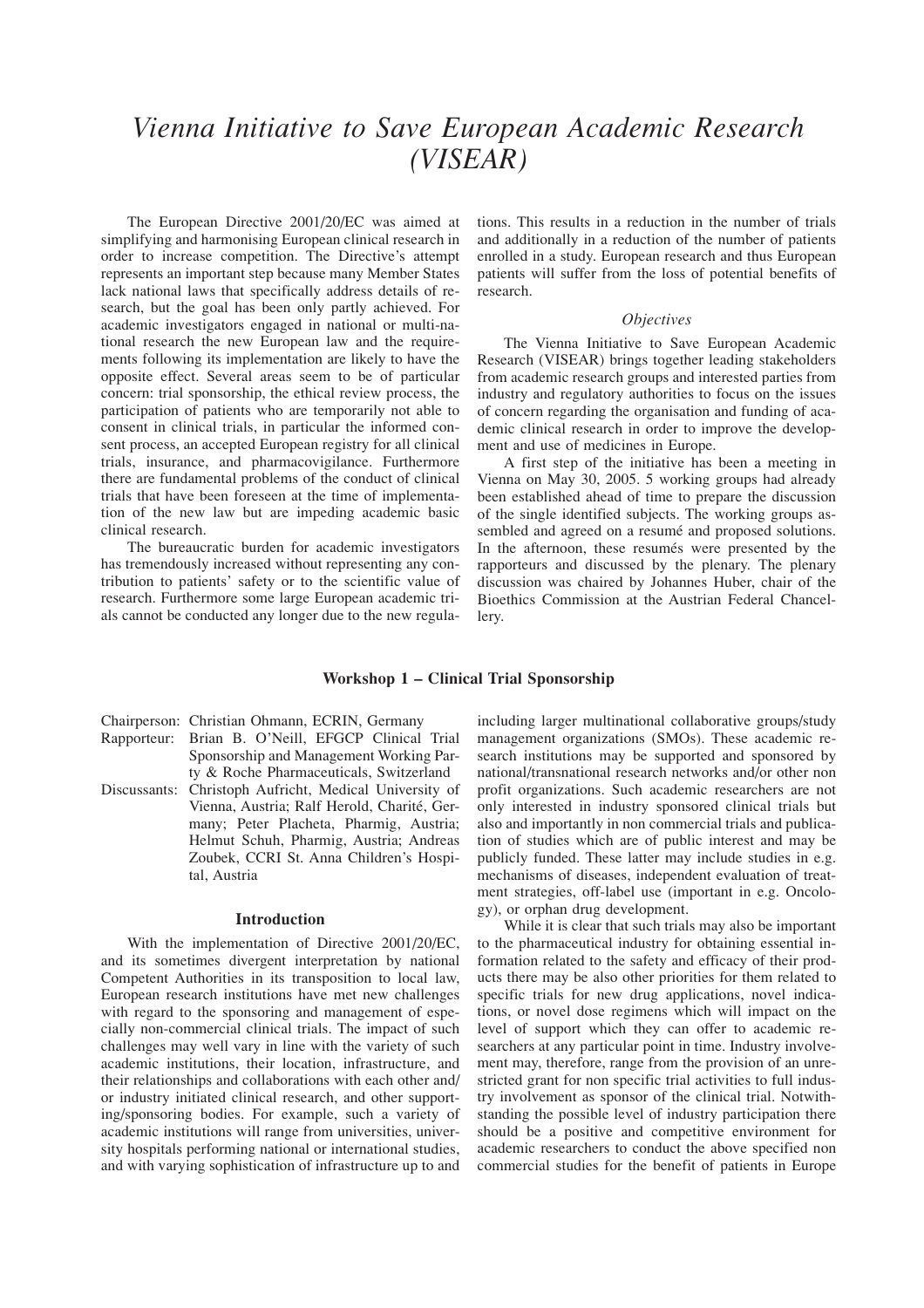# *Vienna Initiative to Save European Academic Research (VISEAR)*

The European Directive 2001/20/EC was aimed at simplifying and harmonising European clinical research in order to increase competition. The Directive's attempt represents an important step because many Member States lack national laws that specifically address details of research, but the goal has been only partly achieved. For academic investigators engaged in national or multi-national research the new European law and the requirements following its implementation are likely to have the opposite effect. Several areas seem to be of particular concern: trial sponsorship, the ethical review process, the participation of patients who are temporarily not able to consent in clinical trials, in particular the informed consent process, an accepted European registry for all clinical trials, insurance, and pharmacovigilance. Furthermore there are fundamental problems of the conduct of clinical trials that have been foreseen at the time of implementation of the new law but are impeding academic basic clinical research.

The bureaucratic burden for academic investigators has tremendously increased without representing any contribution to patients' safety or to the scientific value of research. Furthermore some large European academic trials cannot be conducted any longer due to the new regulations. This results in a reduction in the number of trials and additionally in a reduction of the number of patients enrolled in a study. European research and thus European patients will suffer from the loss of potential benefits of research.

### *Objectives*

The Vienna Initiative to Save European Academic Research (VISEAR) brings together leading stakeholders from academic research groups and interested parties from industry and regulatory authorities to focus on the issues of concern regarding the organisation and funding of academic clinical research in order to improve the development and use of medicines in Europe.

A first step of the initiative has been a meeting in Vienna on May 30, 2005. 5 working groups had already been established ahead of time to prepare the discussion of the single identified subjects. The working groups assembled and agreed on a resumé and proposed solutions. In the afternoon, these resumés were presented by the rapporteurs and discussed by the plenary. The plenary discussion was chaired by Johannes Huber, chair of the Bioethics Commission at the Austrian Federal Chancellery.

## Workshop 1 – Clinical Trial Sponsorship

Chairperson: Christian Ohmann, ECRIN, Germany

Rapporteur: Brian B. O'Neill, EFGCP Clinical Trial Sponsorship and Management Working Party & Roche Pharmaceuticals, Switzerland

Discussants: Christoph Aufricht, Medical University of Vienna, Austria; Ralf Herold, Charité, Germany; Peter Placheta, Pharmig, Austria; Helmut Schuh, Pharmig, Austria; Andreas Zoubek, CCRI St. Anna Children's Hospital, Austria

### Introduction

With the implementation of Directive 2001/20/EC, and its sometimes divergent interpretation by national Competent Authorities in its transposition to local law, European research institutions have met new challenges with regard to the sponsoring and management of especially non-commercial clinical trials. The impact of such challenges may well vary in line with the variety of such academic institutions, their location, infrastructure, and their relationships and collaborations with each other and/or industry initiated clinical research, and other supporting/sponsoring bodies. For example, such a variety of academic institutions will range from universities, university hospitals performing national or international studies, and with varying sophistication of infrastructure up to and including larger multinational collaborative groups/study management organizations (SMOs). These academic research institutions may be supported and sponsored by national/transnational research networks and/or other non profit organizations. Such academic researchers are not only interested in industry sponsored clinical trials but also and importantly in non commercial trials and publication of studies which are of public interest and may be publicly funded. These latter may include studies in e.g. mechanisms of diseases, independent evaluation of treatment strategies, off-label use (important in e.g. Oncology), or orphan drug development.

While it is clear that such trials may also be important to the pharmaceutical industry for obtaining essential information related to the safety and efficacy of their products there may be also other priorities for them related to specific trials for new drug applications, novel indications, or novel dose regimens which will impact on the level of support which they can offer to academic researchers at any particular point in time. Industry involvement may, therefore, range from the provision of an unrestricted grant for non specific trial activities to full industry involvement as sponsor of the clinical trial. Notwithstanding the possible level of industry participation there should be a positive and competitive environment for academic researchers to conduct the above specified non commercial studies for the benefit of patients in Europe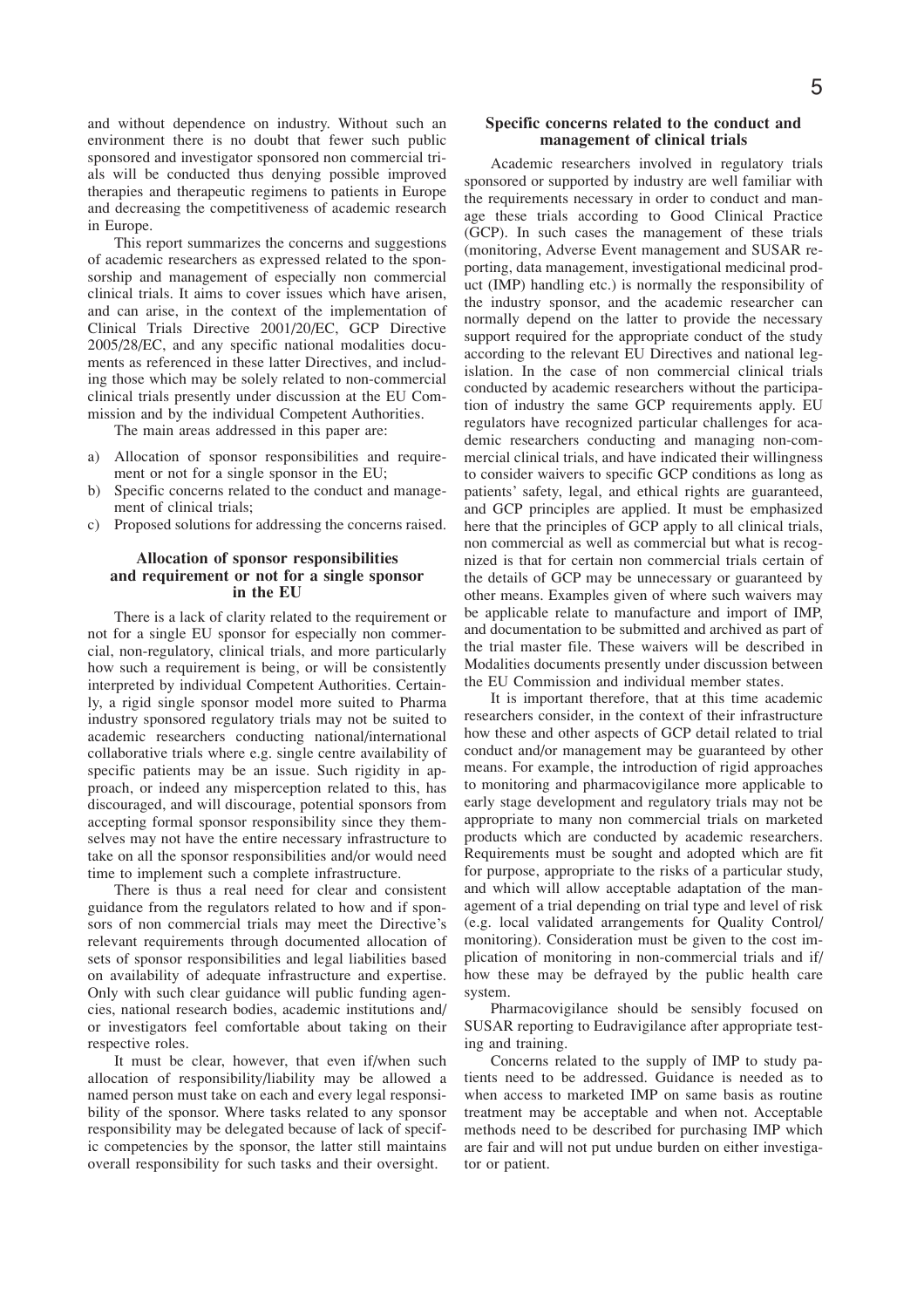and without dependence on industry. Without such an environment there is no doubt that fewer such public sponsored and investigator sponsored non commercial trials will be conducted thus denying possible improved therapies and therapeutic regimens to patients in Europe and decreasing the competitiveness of academic research in Europe.

This report summarizes the concerns and suggestions of academic researchers as expressed related to the sponsorship and management of especially non commercial clinical trials. It aims to cover issues which have arisen, and can arise, in the context of the implementation of Clinical Trials Directive 2001/20/EC, GCP Directive 2005/28/EC, and any specific national modalities documents as referenced in these latter Directives, and including those which may be solely related to non-commercial clinical trials presently under discussion at the EU Commission and by the individual Competent Authorities.

The main areas addressed in this paper are:

a) Allocation of sponsor responsibilities and requirement or not for a single sponsor in the EU;
b) Specific concerns related to the conduct and management of clinical trials;
c) Proposed solutions for addressing the concerns raised.

## Allocation of sponsor responsibilities and requirement or not for a single sponsor in the EU

There is a lack of clarity related to the requirement or not for a single EU sponsor for especially non commercial, non-regulatory, clinical trials, and more particularly how such a requirement is being, or will be consistently interpreted by individual Competent Authorities. Certainly, a rigid single sponsor model more suited to Pharma industry sponsored regulatory trials may not be suited to academic researchers conducting national/international collaborative trials where e.g. single centre availability of specific patients may be an issue. Such rigidity in approach, or indeed any misperception related to this, has discouraged, and will discourage, potential sponsors from accepting formal sponsor responsibility since they themselves may not have the entire necessary infrastructure to take on all the sponsor responsibilities and/or would need time to implement such a complete infrastructure.

There is thus a real need for clear and consistent guidance from the regulators related to how and if sponsors of non commercial trials may meet the Directive's relevant requirements through documented allocation of sets of sponsor responsibilities and legal liabilities based on availability of adequate infrastructure and expertise. Only with such clear guidance will public funding agencies, national research bodies, academic institutions and/or investigators feel comfortable about taking on their respective roles.

It must be clear, however, that even if/when such allocation of responsibility/liability may be allowed a named person must take on each and every legal responsibility of the sponsor. Where tasks related to any sponsor responsibility may be delegated because of lack of specific competencies by the sponsor, the latter still maintains overall responsibility for such tasks and their oversight.

## Specific concerns related to the conduct and management of clinical trials

Academic researchers involved in regulatory trials sponsored or supported by industry are well familiar with the requirements necessary in order to conduct and manage these trials according to Good Clinical Practice (GCP). In such cases the management of these trials (monitoring, Adverse Event management and SUSAR reporting, data management, investigational medicinal product (IMP) handling etc.) is normally the responsibility of the industry sponsor, and the academic researcher can normally depend on the latter to provide the necessary support required for the appropriate conduct of the study according to the relevant EU Directives and national legislation. In the case of non commercial clinical trials conducted by academic researchers without the participation of industry the same GCP requirements apply. EU regulators have recognized particular challenges for academic researchers conducting and managing non-commercial clinical trials, and have indicated their willingness to consider waivers to specific GCP conditions as long as patients' safety, legal, and ethical rights are guaranteed, and GCP principles are applied. It must be emphasized here that the principles of GCP apply to all clinical trials, non commercial as well as commercial but what is recognized is that for certain non commercial trials certain of the details of GCP may be unnecessary or guaranteed by other means. Examples given of where such waivers may be applicable relate to manufacture and import of IMP, and documentation to be submitted and archived as part of the trial master file. These waivers will be described in Modalities documents presently under discussion between the EU Commission and individual member states.

It is important therefore, that at this time academic researchers consider, in the context of their infrastructure how these and other aspects of GCP detail related to trial conduct and/or management may be guaranteed by other means. For example, the introduction of rigid approaches to monitoring and pharmacovigilance more applicable to early stage development and regulatory trials may not be appropriate to many non commercial trials on marketed products which are conducted by academic researchers. Requirements must be sought and adopted which are fit for purpose, appropriate to the risks of a particular study, and which will allow acceptable adaptation of the management of a trial depending on trial type and level of risk (e.g. local validated arrangements for Quality Control/monitoring). Consideration must be given to the cost implication of monitoring in non-commercial trials and if/how these may be defrayed by the public health care system.

Pharmacovigilance should be sensibly focused on SUSAR reporting to Eudravigilance after appropriate testing and training.

Concerns related to the supply of IMP to study patients need to be addressed. Guidance is needed as to when access to marketed IMP on same basis as routine treatment may be acceptable and when not. Acceptable methods need to be described for purchasing IMP which are fair and will not put undue burden on either investigator or patient.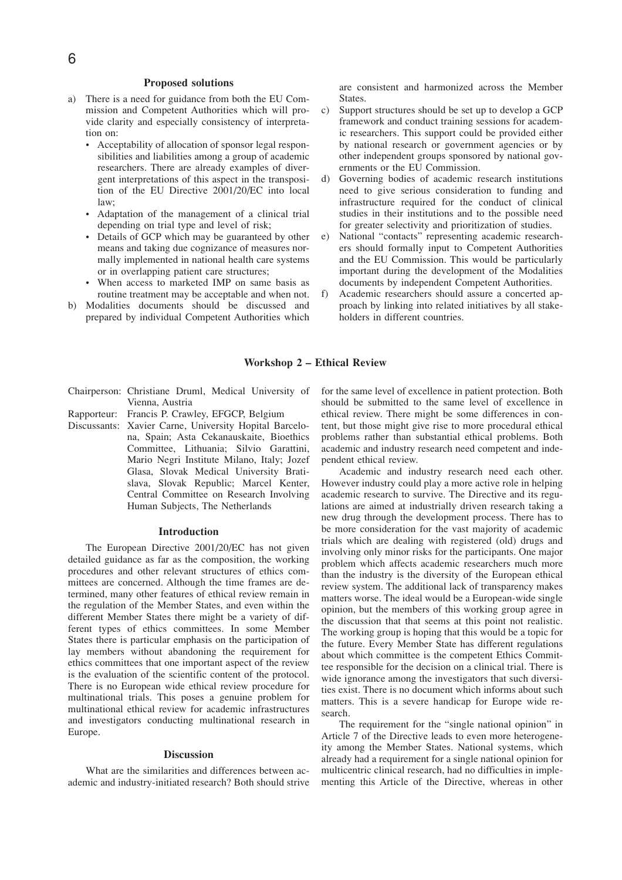### Proposed solutions

a) There is a need for guidance from both the EU Commission and Competent Authorities which will provide clarity and especially consistency of interpretation on:
   - Acceptability of allocation of sponsor legal responsibilities and liabilities among a group of academic researchers. There are already examples of divergent interpretations of this aspect in the transposition of the EU Directive 2001/20/EC into local law;
   - Adaptation of the management of a clinical trial depending on trial type and level of risk;
   - Details of GCP which may be guaranteed by other means and taking due cognizance of measures normally implemented in national health care systems or in overlapping patient care structures;
   - When access to marketed IMP on same basis as routine treatment may be acceptable and when not.

b) Modalities documents should be discussed and prepared by individual Competent Authorities which are consistent and harmonized across the Member States.

c) Support structures should be set up to develop a GCP framework and conduct training sessions for academic researchers. This support could be provided either by national research or government agencies or by other independent groups sponsored by national governments or the EU Commission.

d) Governing bodies of academic research institutions need to give serious consideration to funding and infrastructure required for the conduct of clinical studies in their institutions and to the possible need for greater selectivity and prioritization of studies.

e) National "contacts" representing academic researchers should formally input to Competent Authorities and the EU Commission. This would be particularly important during the development of the Modalities documents by independent Competent Authorities.

f) Academic researchers should assure a concerted approach by linking into related initiatives by all stakeholders in different countries.

## Workshop 2 – Ethical Review

Chairperson: Christiane Druml, Medical University of Vienna, Austria

Rapporteur: Francis P. Crawley, EFGCP, Belgium

Discussants: Xavier Carne, University Hopital Barcelona, Spain; Asta Cekanauskaite, Bioethics Committee, Lithuania; Silvio Garattini, Mario Negri Institute Milano, Italy; Jozef Glasa, Slovak Medical University Bratislava, Slovak Republic; Marcel Kenter, Central Committee on Research Involving Human Subjects, The Netherlands

### Introduction

The European Directive 2001/20/EC has not given detailed guidance as far as the composition, the working procedures and other relevant structures of ethics committees are concerned. Although the time frames are determined, many other features of ethical review remain in the regulation of the Member States, and even within the different Member States there might be a variety of different types of ethics committees. In some Member States there is particular emphasis on the participation of lay members without abandoning the requirement for ethics committees that one important aspect of the review is the evaluation of the scientific content of the protocol. There is no European wide ethical review procedure for multinational trials. This poses a genuine problem for multinational ethical review for academic infrastructures and investigators conducting multinational research in Europe.

### Discussion

What are the similarities and differences between academic and industry-initiated research? Both should strive for the same level of excellence in patient protection. Both should be submitted to the same level of excellence in ethical review. There might be some differences in content, but those might give rise to more procedural ethical problems rather than substantial ethical problems. Both academic and industry research need competent and independent ethical review.

Academic and industry research need each other. However industry could play a more active role in helping academic research to survive. The Directive and its regulations are aimed at industrially driven research taking a new drug through the development process. There has to be more consideration for the vast majority of academic trials which are dealing with registered (old) drugs and involving only minor risks for the participants. One major problem which affects academic researchers much more than the industry is the diversity of the European ethical review system. The additional lack of transparency makes matters worse. The ideal would be a European-wide single opinion, but the members of this working group agree in the discussion that that seems at this point not realistic. The working group is hoping that this would be a topic for the future. Every Member State has different regulations about which committee is the competent Ethics Committee responsible for the decision on a clinical trial. There is wide ignorance among the investigators that such diversities exist. There is no document which informs about such matters. This is a severe handicap for Europe wide research.

The requirement for the "single national opinion" in Article 7 of the Directive leads to even more heterogeneity among the Member States. National systems, which already had a requirement for a single national opinion for multicentric clinical research, had no difficulties in implementing this Article of the Directive, whereas in other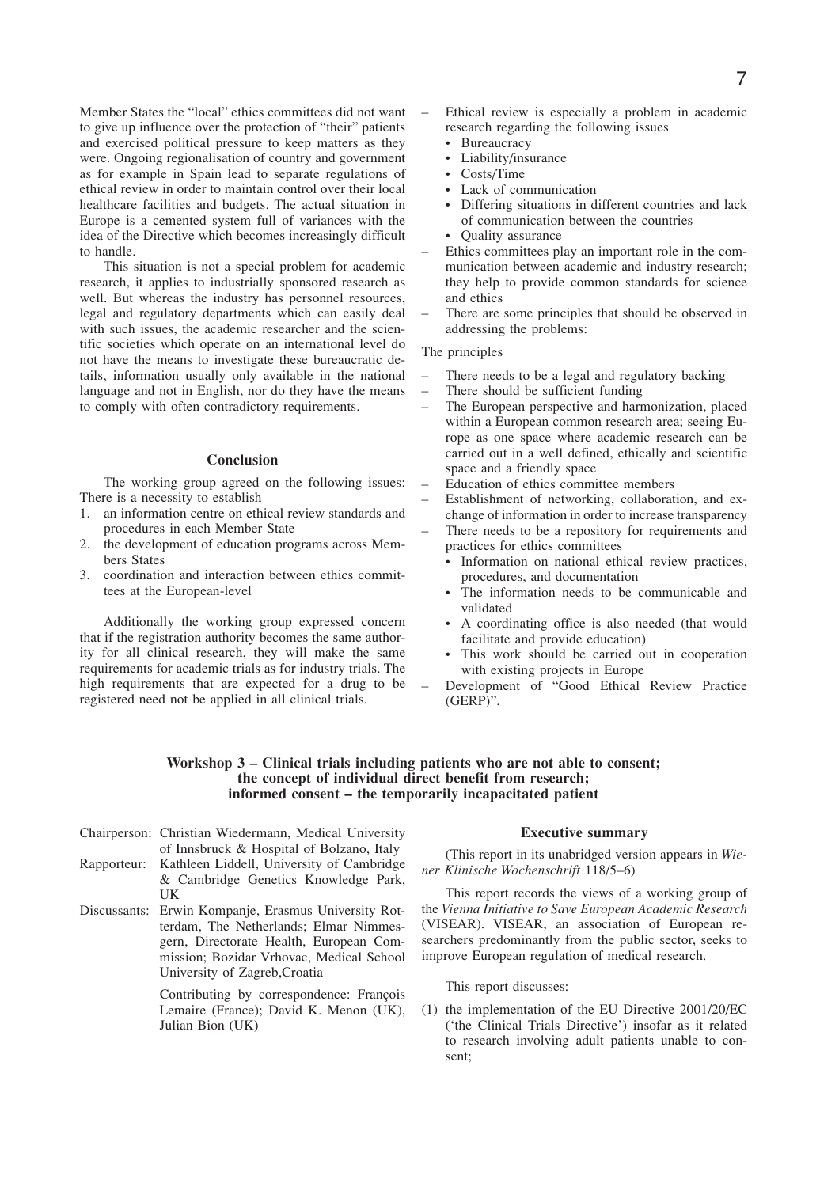Member States the "local" ethics committees did not want to give up influence over the protection of "their" patients and exercised political pressure to keep matters as they were. Ongoing regionalisation of country and government as for example in Spain lead to separate regulations of ethical review in order to maintain control over their local healthcare facilities and budgets. The actual situation in Europe is a cemented system full of variances with the idea of the Directive which becomes increasingly difficult to handle.

This situation is not a special problem for academic research, it applies to industrially sponsored research as well. But whereas the industry has personnel resources, legal and regulatory departments which can easily deal with such issues, the academic researcher and the scientific societies which operate on an international level do not have the means to investigate these bureaucratic details, information usually only available in the national language and not in English, nor do they have the means to comply with often contradictory requirements.

### Conclusion

The working group agreed on the following issues: There is a necessity to establish

1. an information centre on ethical review standards and procedures in each Member State
2. the development of education programs across Members States
3. coordination and interaction between ethics committees at the European-level

Additionally the working group expressed concern that if the registration authority becomes the same authority for all clinical research, they will make the same requirements for academic trials as for industry trials. The high requirements that are expected for a drug to be registered need not be applied in all clinical trials.

- Ethical review is especially a problem in academic research regarding the following issues
  - Bureaucracy
  - Liability/insurance
  - Costs/Time
  - Lack of communication
  - Differing situations in different countries and lack of communication between the countries
  - Quality assurance
- Ethics committees play an important role in the communication between academic and industry research; they help to provide common standards for science and ethics
- There are some principles that should be observed in addressing the problems:

The principles

- There needs to be a legal and regulatory backing
- There should be sufficient funding
- The European perspective and harmonization, placed within a European common research area; seeing Europe as one space where academic research can be carried out in a well defined, ethically and scientific space and a friendly space
- Education of ethics committee members
- Establishment of networking, collaboration, and exchange of information in order to increase transparency
- There needs to be a repository for requirements and practices for ethics committees
  - Information on national ethical review practices, procedures, and documentation
  - The information needs to be communicable and validated
  - A coordinating office is also needed (that would facilitate and provide education)
  - This work should be carried out in cooperation with existing projects in Europe
- Development of "Good Ethical Review Practice (GERP)".

## Workshop 3 – Clinical trials including patients who are not able to consent; the concept of individual direct benefit from research; informed consent – the temporarily incapacitated patient

Chairperson: Christian Wiedermann, Medical University of Innsbruck & Hospital of Bolzano, Italy

Rapporteur: Kathleen Liddell, University of Cambridge & Cambridge Genetics Knowledge Park, UK

Discussants: Erwin Kompanje, Erasmus University Rotterdam, The Netherlands; Elmar Nimmesgern, Directorate Health, European Commission; Bozidar Vrhovac, Medical School University of Zagreb,Croatia

Contributing by correspondence: François Lemaire (France); David K. Menon (UK), Julian Bion (UK)

### Executive summary

(This report in its unabridged version appears in *Wiener Klinische Wochenschrift* 118/5–6)

This report records the views of a working group of the *Vienna Initiative to Save European Academic Research* (VISEAR). VISEAR, an association of European researchers predominantly from the public sector, seeks to improve European regulation of medical research.

This report discusses:

(1) the implementation of the EU Directive 2001/20/EC ('the Clinical Trials Directive') insofar as it related to research involving adult patients unable to consent;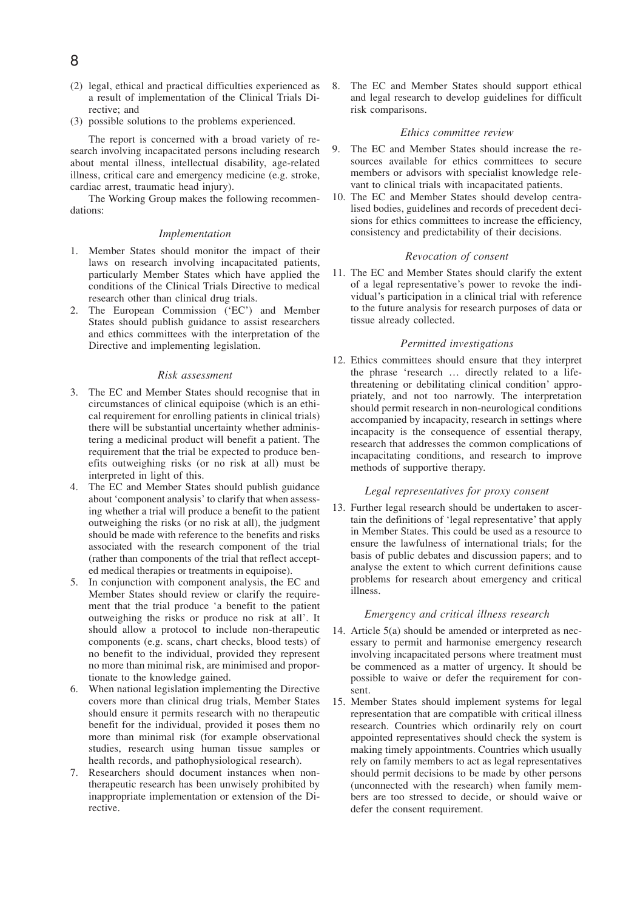(2) legal, ethical and practical difficulties experienced as a result of implementation of the Clinical Trials Directive; and
(3) possible solutions to the problems experienced.

The report is concerned with a broad variety of research involving incapacitated persons including research about mental illness, intellectual disability, age-related illness, critical care and emergency medicine (e.g. stroke, cardiac arrest, traumatic head injury).

The Working Group makes the following recommendations:

*Implementation*

1. Member States should monitor the impact of their laws on research involving incapacitated patients, particularly Member States which have applied the conditions of the Clinical Trials Directive to medical research other than clinical drug trials.
2. The European Commission ('EC') and Member States should publish guidance to assist researchers and ethics committees with the interpretation of the Directive and implementing legislation.

*Risk assessment*

3. The EC and Member States should recognise that in circumstances of clinical equipoise (which is an ethical requirement for enrolling patients in clinical trials) there will be substantial uncertainty whether administering a medicinal product will benefit a patient. The requirement that the trial be expected to produce benefits outweighing risks (or no risk at all) must be interpreted in light of this.
4. The EC and Member States should publish guidance about 'component analysis' to clarify that when assessing whether a trial will produce a benefit to the patient outweighing the risks (or no risk at all), the judgment should be made with reference to the benefits and risks associated with the research component of the trial (rather than components of the trial that reflect accepted medical therapies or treatments in equipoise).
5. In conjunction with component analysis, the EC and Member States should review or clarify the requirement that the trial produce 'a benefit to the patient outweighing the risks or produce no risk at all'. It should allow a protocol to include non-therapeutic components (e.g. scans, chart checks, blood tests) of no benefit to the individual, provided they represent no more than minimal risk, are minimised and proportionate to the knowledge gained.
6. When national legislation implementing the Directive covers more than clinical drug trials, Member States should ensure it permits research with no therapeutic benefit for the individual, provided it poses them no more than minimal risk (for example observational studies, research using human tissue samples or health records, and pathophysiological research).
7. Researchers should document instances when non-therapeutic research has been unwisely prohibited by inappropriate implementation or extension of the Directive.
8. The EC and Member States should support ethical and legal research to develop guidelines for difficult risk comparisons.

*Ethics committee review*

9. The EC and Member States should increase the resources available for ethics committees to secure members or advisors with specialist knowledge relevant to clinical trials with incapacitated patients.
10. The EC and Member States should develop centralised bodies, guidelines and records of precedent decisions for ethics committees to increase the efficiency, consistency and predictability of their decisions.

*Revocation of consent*

11. The EC and Member States should clarify the extent of a legal representative's power to revoke the individual's participation in a clinical trial with reference to the future analysis for research purposes of data or tissue already collected.

*Permitted investigations*

12. Ethics committees should ensure that they interpret the phrase 'research … directly related to a life-threatening or debilitating clinical condition' appropriately, and not too narrowly. The interpretation should permit research in non-neurological conditions accompanied by incapacity, research in settings where incapacity is the consequence of essential therapy, research that addresses the common complications of incapacitating conditions, and research to improve methods of supportive therapy.

*Legal representatives for proxy consent*

13. Further legal research should be undertaken to ascertain the definitions of 'legal representative' that apply in Member States. This could be used as a resource to ensure the lawfulness of international trials; for the basis of public debates and discussion papers; and to analyse the extent to which current definitions cause problems for research about emergency and critical illness.

*Emergency and critical illness research*

14. Article 5(a) should be amended or interpreted as necessary to permit and harmonise emergency research involving incapacitated persons where treatment must be commenced as a matter of urgency. It should be possible to waive or defer the requirement for consent.
15. Member States should implement systems for legal representation that are compatible with critical illness research. Countries which ordinarily rely on court appointed representatives should check the system is making timely appointments. Countries which usually rely on family members to act as legal representatives should permit decisions to be made by other persons (unconnected with the research) when family members are too stressed to decide, or should waive or defer the consent requirement.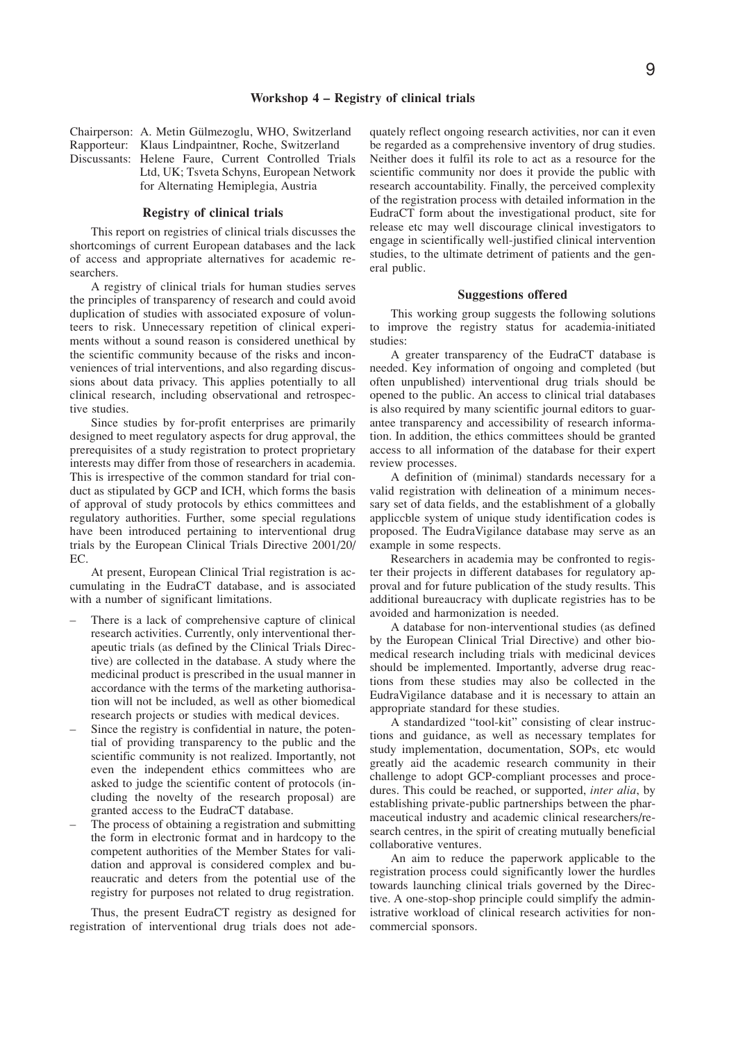## Workshop 4 – Registry of clinical trials

Chairperson: A. Metin Gülmezoglu, WHO, Switzerland
Rapporteur: Klaus Lindpaintner, Roche, Switzerland
Discussants: Helene Faure, Current Controlled Trials Ltd, UK; Tsveta Schyns, European Network for Alternating Hemiplegia, Austria

### Registry of clinical trials

This report on registries of clinical trials discusses the shortcomings of current European databases and the lack of access and appropriate alternatives for academic researchers.

A registry of clinical trials for human studies serves the principles of transparency of research and could avoid duplication of studies with associated exposure of volunteers to risk. Unnecessary repetition of clinical experiments without a sound reason is considered unethical by the scientific community because of the risks and inconveniences of trial interventions, and also regarding discussions about data privacy. This applies potentially to all clinical research, including observational and retrospective studies.

Since studies by for-profit enterprises are primarily designed to meet regulatory aspects for drug approval, the prerequisites of a study registration to protect proprietary interests may differ from those of researchers in academia. This is irrespective of the common standard for trial conduct as stipulated by GCP and ICH, which forms the basis of approval of study protocols by ethics committees and regulatory authorities. Further, some special regulations have been introduced pertaining to interventional drug trials by the European Clinical Trials Directive 2001/20/EC.

At present, European Clinical Trial registration is accumulating in the EudraCT database, and is associated with a number of significant limitations.

- There is a lack of comprehensive capture of clinical research activities. Currently, only interventional therapeutic trials (as defined by the Clinical Trials Directive) are collected in the database. A study where the medicinal product is prescribed in the usual manner in accordance with the terms of the marketing authorisation will not be included, as well as other biomedical research projects or studies with medical devices.
- Since the registry is confidential in nature, the potential of providing transparency to the public and the scientific community is not realized. Importantly, not even the independent ethics committees who are asked to judge the scientific content of protocols (including the novelty of the research proposal) are granted access to the EudraCT database.
- The process of obtaining a registration and submitting the form in electronic format and in hardcopy to the competent authorities of the Member States for validation and approval is considered complex and bureaucratic and deters from the potential use of the registry for purposes not related to drug registration.

Thus, the present EudraCT registry as designed for registration of interventional drug trials does not adequately reflect ongoing research activities, nor can it even be regarded as a comprehensive inventory of drug studies. Neither does it fulfil its role to act as a resource for the scientific community nor does it provide the public with research accountability. Finally, the perceived complexity of the registration process with detailed information in the EudraCT form about the investigational product, site for release etc may well discourage clinical investigators to engage in scientifically well-justified clinical intervention studies, to the ultimate detriment of patients and the general public.

### Suggestions offered

This working group suggests the following solutions to improve the registry status for academia-initiated studies:

A greater transparency of the EudraCT database is needed. Key information of ongoing and completed (but often unpublished) interventional drug trials should be opened to the public. An access to clinical trial databases is also required by many scientific journal editors to guarantee transparency and accessibility of research information. In addition, the ethics committees should be granted access to all information of the database for their expert review processes.

A definition of (minimal) standards necessary for a valid registration with delineation of a minimum necessary set of data fields, and the establishment of a globally appliccble system of unique study identification codes is proposed. The EudraVigilance database may serve as an example in some respects.

Researchers in academia may be confronted to register their projects in different databases for regulatory approval and for future publication of the study results. This additional bureaucracy with duplicate registries has to be avoided and harmonization is needed.

A database for non-interventional studies (as defined by the European Clinical Trial Directive) and other biomedical research including trials with medicinal devices should be implemented. Importantly, adverse drug reactions from these studies may also be collected in the EudraVigilance database and it is necessary to attain an appropriate standard for these studies.

A standardized "tool-kit" consisting of clear instructions and guidance, as well as necessary templates for study implementation, documentation, SOPs, etc would greatly aid the academic research community in their challenge to adopt GCP-compliant processes and procedures. This could be reached, or supported, *inter alia*, by establishing private-public partnerships between the pharmaceutical industry and academic clinical researchers/research centres, in the spirit of creating mutually beneficial collaborative ventures.

An aim to reduce the paperwork applicable to the registration process could significantly lower the hurdles towards launching clinical trials governed by the Directive. A one-stop-shop principle could simplify the administrative workload of clinical research activities for noncommercial sponsors.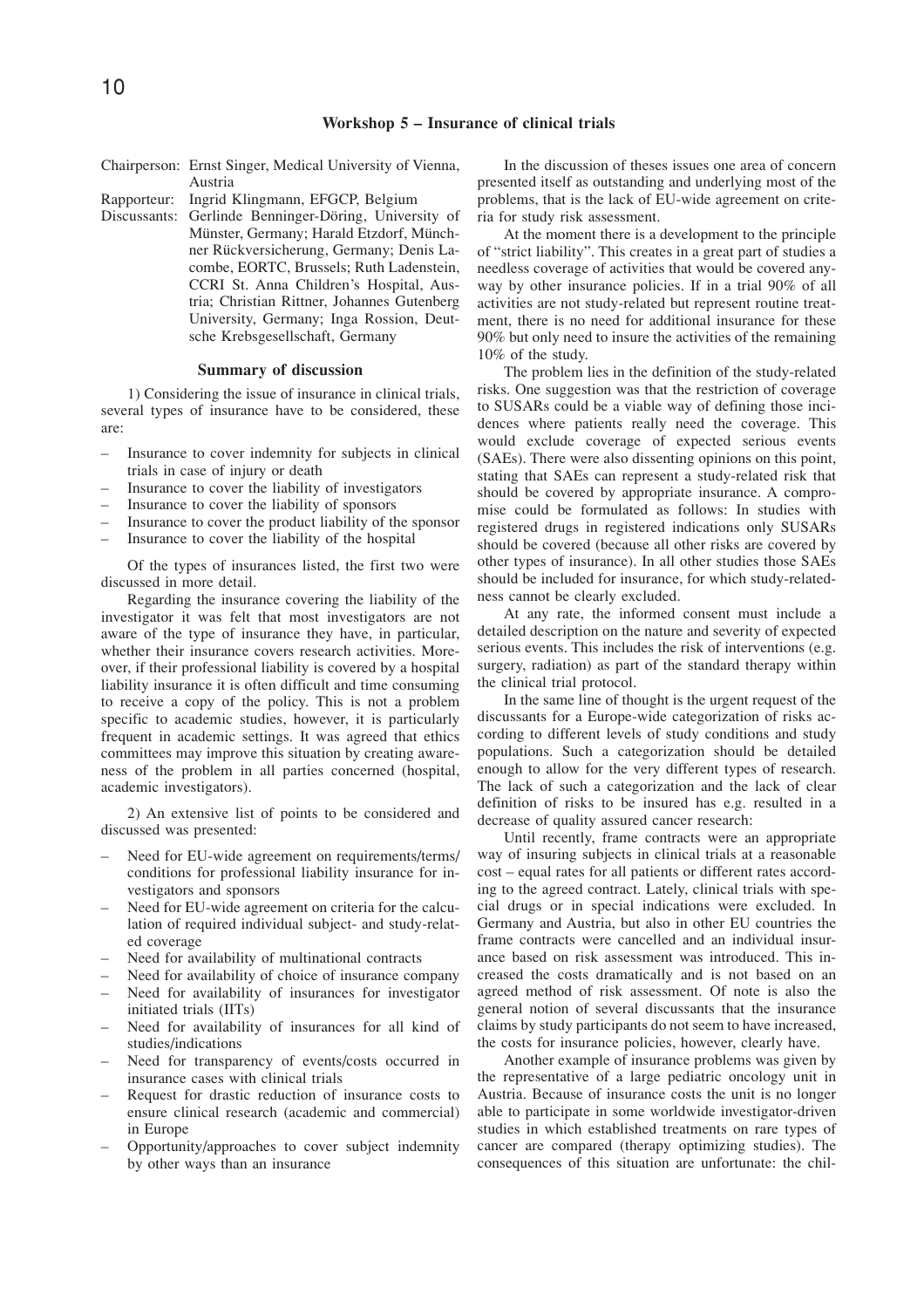## Workshop 5 – Insurance of clinical trials

Chairperson: Ernst Singer, Medical University of Vienna, Austria

Rapporteur: Ingrid Klingmann, EFGCP, Belgium

Discussants: Gerlinde Benninger-Döring, University of Münster, Germany; Harald Etzdorf, Münchner Rückversicherung, Germany; Denis Lacombe, EORTC, Brussels; Ruth Ladenstein, CCRI St. Anna Children's Hospital, Austria; Christian Rittner, Johannes Gutenberg University, Germany; Inga Rossion, Deutsche Krebsgesellschaft, Germany

### Summary of discussion

1) Considering the issue of insurance in clinical trials, several types of insurance have to be considered, these are:

- Insurance to cover indemnity for subjects in clinical trials in case of injury or death
- Insurance to cover the liability of investigators
- Insurance to cover the liability of sponsors
- Insurance to cover the product liability of the sponsor
- Insurance to cover the liability of the hospital

Of the types of insurances listed, the first two were discussed in more detail.

Regarding the insurance covering the liability of the investigator it was felt that most investigators are not aware of the type of insurance they have, in particular, whether their insurance covers research activities. Moreover, if their professional liability is covered by a hospital liability insurance it is often difficult and time consuming to receive a copy of the policy. This is not a problem specific to academic studies, however, it is particularly frequent in academic settings. It was agreed that ethics committees may improve this situation by creating awareness of the problem in all parties concerned (hospital, academic investigators).

2) An extensive list of points to be considered and discussed was presented:

- Need for EU-wide agreement on requirements/terms/conditions for professional liability insurance for investigators and sponsors
- Need for EU-wide agreement on criteria for the calculation of required individual subject- and study-related coverage
- Need for availability of multinational contracts
- Need for availability of choice of insurance company
- Need for availability of insurances for investigator initiated trials (IITs)
- Need for availability of insurances for all kind of studies/indications
- Need for transparency of events/costs occurred in insurance cases with clinical trials
- Request for drastic reduction of insurance costs to ensure clinical research (academic and commercial) in Europe
- Opportunity/approaches to cover subject indemnity by other ways than an insurance

In the discussion of theses issues one area of concern presented itself as outstanding and underlying most of the problems, that is the lack of EU-wide agreement on criteria for study risk assessment.

At the moment there is a development to the principle of "strict liability". This creates in a great part of studies a needless coverage of activities that would be covered anyway by other insurance policies. If in a trial 90% of all activities are not study-related but represent routine treatment, there is no need for additional insurance for these 90% but only need to insure the activities of the remaining 10% of the study.

The problem lies in the definition of the study-related risks. One suggestion was that the restriction of coverage to SUSARs could be a viable way of defining those incidences where patients really need the coverage. This would exclude coverage of expected serious events (SAEs). There were also dissenting opinions on this point, stating that SAEs can represent a study-related risk that should be covered by appropriate insurance. A compromise could be formulated as follows: In studies with registered drugs in registered indications only SUSARs should be covered (because all other risks are covered by other types of insurance). In all other studies those SAEs should be included for insurance, for which study-relatedness cannot be clearly excluded.

At any rate, the informed consent must include a detailed description on the nature and severity of expected serious events. This includes the risk of interventions (e.g. surgery, radiation) as part of the standard therapy within the clinical trial protocol.

In the same line of thought is the urgent request of the discussants for a Europe-wide categorization of risks according to different levels of study conditions and study populations. Such a categorization should be detailed enough to allow for the very different types of research. The lack of such a categorization and the lack of clear definition of risks to be insured has e.g. resulted in a decrease of quality assured cancer research:

Until recently, frame contracts were an appropriate way of insuring subjects in clinical trials at a reasonable cost – equal rates for all patients or different rates according to the agreed contract. Lately, clinical trials with special drugs or in special indications were excluded. In Germany and Austria, but also in other EU countries the frame contracts were cancelled and an individual insurance based on risk assessment was introduced. This increased the costs dramatically and is not based on an agreed method of risk assessment. Of note is also the general notion of several discussants that the insurance claims by study participants do not seem to have increased, the costs for insurance policies, however, clearly have.

Another example of insurance problems was given by the representative of a large pediatric oncology unit in Austria. Because of insurance costs the unit is no longer able to participate in some worldwide investigator-driven studies in which established treatments on rare types of cancer are compared (therapy optimizing studies). The consequences of this situation are unfortunate: the chil-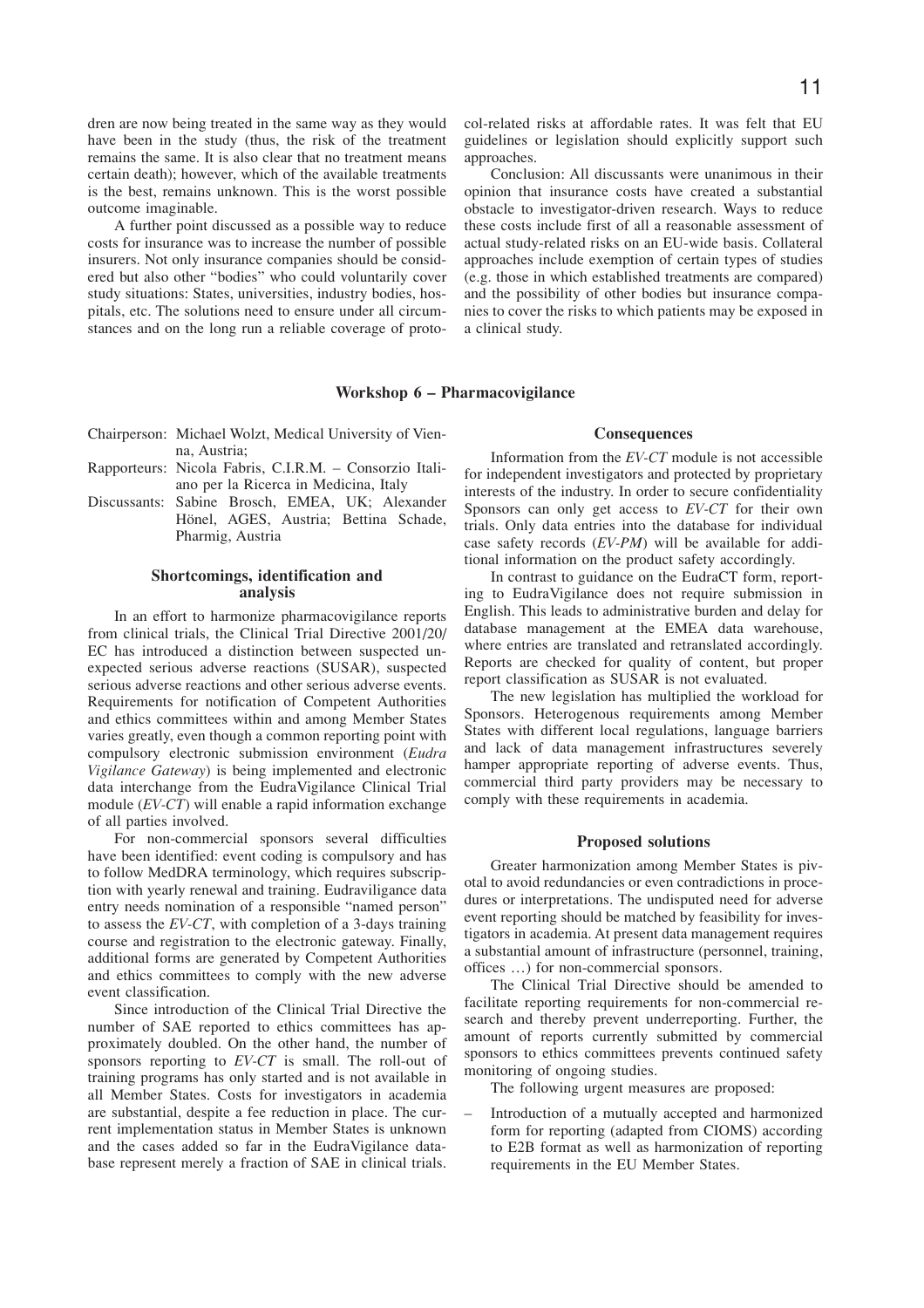dren are now being treated in the same way as they would have been in the study (thus, the risk of the treatment remains the same. It is also clear that no treatment means certain death); however, which of the available treatments is the best, remains unknown. This is the worst possible outcome imaginable.

A further point discussed as a possible way to reduce costs for insurance was to increase the number of possible insurers. Not only insurance companies should be considered but also other "bodies" who could voluntarily cover study situations: States, universities, industry bodies, hospitals, etc. The solutions need to ensure under all circumstances and on the long run a reliable coverage of protocol-related risks at affordable rates. It was felt that EU guidelines or legislation should explicitly support such approaches.

Conclusion: All discussants were unanimous in their opinion that insurance costs have created a substantial obstacle to investigator-driven research. Ways to reduce these costs include first of all a reasonable assessment of actual study-related risks on an EU-wide basis. Collateral approaches include exemption of certain types of studies (e.g. those in which established treatments are compared) and the possibility of other bodies but insurance companies to cover the risks to which patients may be exposed in a clinical study.

## Workshop 6 – Pharmacovigilance

Chairperson: Michael Wolzt, Medical University of Vienna, Austria;
Rapporteurs: Nicola Fabris, C.I.R.M. – Consorzio Italiano per la Ricerca in Medicina, Italy
Discussants: Sabine Brosch, EMEA, UK; Alexander Hönel, AGES, Austria; Bettina Schade, Pharmig, Austria

### Shortcomings, identification and analysis

In an effort to harmonize pharmacovigilance reports from clinical trials, the Clinical Trial Directive 2001/20/EC has introduced a distinction between suspected unexpected serious adverse reactions (SUSAR), suspected serious adverse reactions and other serious adverse events. Requirements for notification of Competent Authorities and ethics committees within and among Member States varies greatly, even though a common reporting point with compulsory electronic submission environment (*Eudra Vigilance Gateway*) is being implemented and electronic data interchange from the EudraVigilance Clinical Trial module (*EV-CT*) will enable a rapid information exchange of all parties involved.

For non-commercial sponsors several difficulties have been identified: event coding is compulsory and has to follow MedDRA terminology, which requires subscription with yearly renewal and training. Eudraviligance data entry needs nomination of a responsible "named person" to assess the *EV-CT*, with completion of a 3-days training course and registration to the electronic gateway. Finally, additional forms are generated by Competent Authorities and ethics committees to comply with the new adverse event classification.

Since introduction of the Clinical Trial Directive the number of SAE reported to ethics committees has approximately doubled. On the other hand, the number of sponsors reporting to *EV-CT* is small. The roll-out of training programs has only started and is not available in all Member States. Costs for investigators in academia are substantial, despite a fee reduction in place. The current implementation status in Member States is unknown and the cases added so far in the EudraVigilance database represent merely a fraction of SAE in clinical trials.

### Consequences

Information from the *EV-CT* module is not accessible for independent investigators and protected by proprietary interests of the industry. In order to secure confidentiality Sponsors can only get access to *EV-CT* for their own trials. Only data entries into the database for individual case safety records (*EV-PM*) will be available for additional information on the product safety accordingly.

In contrast to guidance on the EudraCT form, reporting to EudraVigilance does not require submission in English. This leads to administrative burden and delay for database management at the EMEA data warehouse, where entries are translated and retranslated accordingly. Reports are checked for quality of content, but proper report classification as SUSAR is not evaluated.

The new legislation has multiplied the workload for Sponsors. Heterogenous requirements among Member States with different local regulations, language barriers and lack of data management infrastructures severely hamper appropriate reporting of adverse events. Thus, commercial third party providers may be necessary to comply with these requirements in academia.

### Proposed solutions

Greater harmonization among Member States is pivotal to avoid redundancies or even contradictions in procedures or interpretations. The undisputed need for adverse event reporting should be matched by feasibility for investigators in academia. At present data management requires a substantial amount of infrastructure (personnel, training, offices …) for non-commercial sponsors.

The Clinical Trial Directive should be amended to facilitate reporting requirements for non-commercial research and thereby prevent underreporting. Further, the amount of reports currently submitted by commercial sponsors to ethics committees prevents continued safety monitoring of ongoing studies.

The following urgent measures are proposed:

- Introduction of a mutually accepted and harmonized form for reporting (adapted from CIOMS) according to E2B format as well as harmonization of reporting requirements in the EU Member States.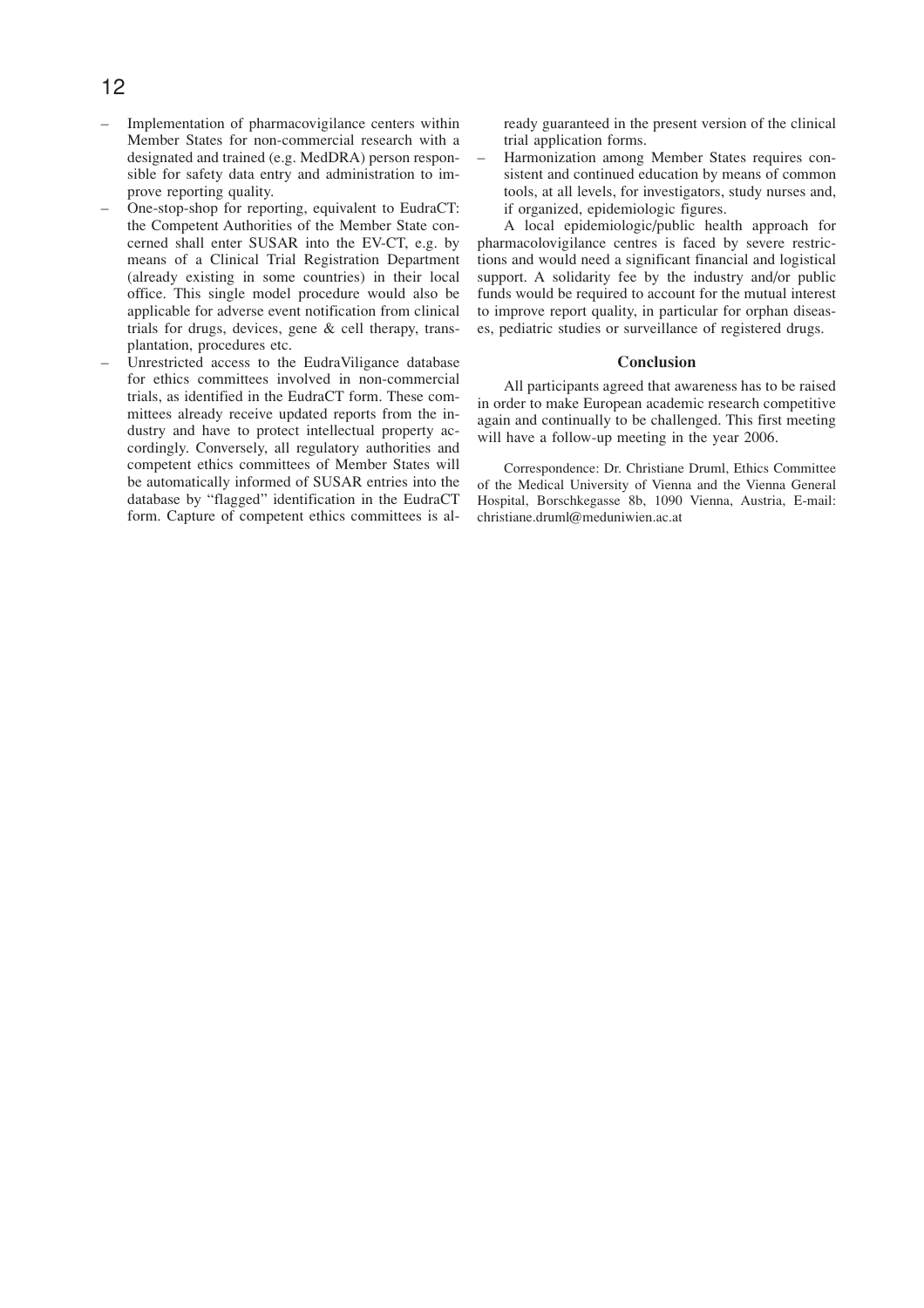- Implementation of pharmacovigilance centers within Member States for non-commercial research with a designated and trained (e.g. MedDRA) person responsible for safety data entry and administration to improve reporting quality.
- One-stop-shop for reporting, equivalent to EudraCT: the Competent Authorities of the Member State concerned shall enter SUSAR into the EV-CT, e.g. by means of a Clinical Trial Registration Department (already existing in some countries) in their local office. This single model procedure would also be applicable for adverse event notification from clinical trials for drugs, devices, gene & cell therapy, transplantation, procedures etc.
- Unrestricted access to the EudraViligance database for ethics committees involved in non-commercial trials, as identified in the EudraCT form. These committees already receive updated reports from the industry and have to protect intellectual property accordingly. Conversely, all regulatory authorities and competent ethics committees of Member States will be automatically informed of SUSAR entries into the database by "flagged" identification in the EudraCT form. Capture of competent ethics committees is already guaranteed in the present version of the clinical trial application forms.
- Harmonization among Member States requires consistent and continued education by means of common tools, at all levels, for investigators, study nurses and, if organized, epidemiologic figures.

A local epidemiologic/public health approach for pharmacolovigilance centres is faced by severe restrictions and would need a significant financial and logistical support. A solidarity fee by the industry and/or public funds would be required to account for the mutual interest to improve report quality, in particular for orphan diseases, pediatric studies or surveillance of registered drugs.

## Conclusion

All participants agreed that awareness has to be raised in order to make European academic research competitive again and continually to be challenged. This first meeting will have a follow-up meeting in the year 2006.

Correspondence: Dr. Christiane Druml, Ethics Committee of the Medical University of Vienna and the Vienna General Hospital, Borschkegasse 8b, 1090 Vienna, Austria, E-mail: christiane.druml@meduniwien.ac.at